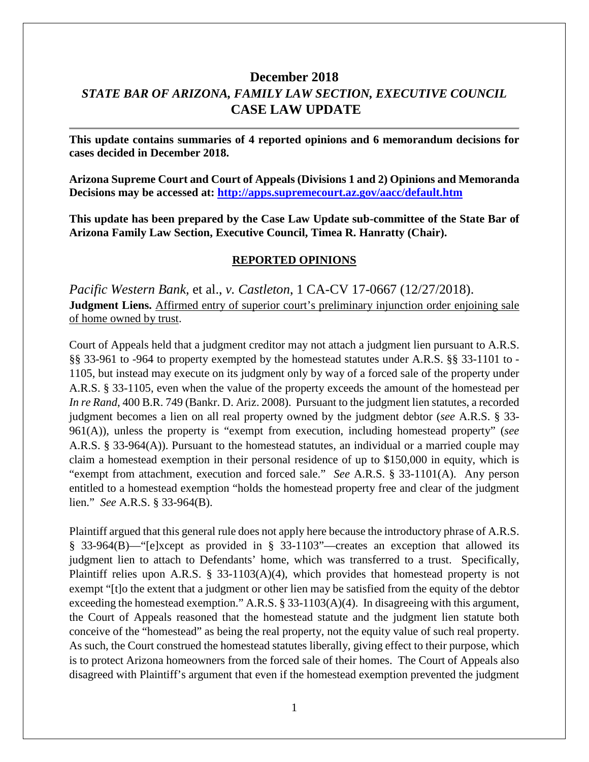# December 2018

## *STATE BAR OF ARIZONA, FAMILY LAW SECTION, EXECUTIVE COUNCIL*

## CASE LAW UPDATE

---

**This update contains summaries of 4 reported opinions and 6 memorandum decisions for cases decided in December 2018.**

**Arizona Supreme Court and Court of Appeals (Divisions 1 and 2) Opinions and Memoranda Decisions may be accessed at: [http://apps.supremecourt.az.gov/aacc/default.htm](http://apps.supremecourt.az.gov/aacc/default.htm)**

**This update has been prepared by the Case Law Update sub-committee of the State Bar of Arizona Family Law Section, Executive Council, Timea R. Hanratty (Chair).**

### REPORTED OPINIONS

*Pacific Western Bank*, et al., *v. Castleton*, 1 CA-CV 17-0667 (12/27/2018).
**Judgment Liens.** Affirmed entry of superior court's preliminary injunction order enjoining sale of home owned by trust.

Court of Appeals held that a judgment creditor may not attach a judgment lien pursuant to A.R.S. §§ 33-961 to -964 to property exempted by the homestead statutes under A.R.S. §§ 33-1101 to -1105, but instead may execute on its judgment only by way of a forced sale of the property under A.R.S. § 33-1105, even when the value of the property exceeds the amount of the homestead per *In re Rand*, 400 B.R. 749 (Bankr. D. Ariz. 2008). Pursuant to the judgment lien statutes, a recorded judgment becomes a lien on all real property owned by the judgment debtor (*see* A.R.S. § 33-961(A)), unless the property is "exempt from execution, including homestead property" (*see* A.R.S. § 33-964(A)). Pursuant to the homestead statutes, an individual or a married couple may claim a homestead exemption in their personal residence of up to $150,000 in equity, which is "exempt from attachment, execution and forced sale." *See* A.R.S. § 33-1101(A). Any person entitled to a homestead exemption "holds the homestead property free and clear of the judgment lien." *See* A.R.S. § 33-964(B).

Plaintiff argued that this general rule does not apply here because the introductory phrase of A.R.S. § 33-964(B)—"[e]xcept as provided in § 33-1103"—creates an exception that allowed its judgment lien to attach to Defendants' home, which was transferred to a trust. Specifically, Plaintiff relies upon A.R.S. § 33-1103(A)(4), which provides that homestead property is not exempt "[t]o the extent that a judgment or other lien may be satisfied from the equity of the debtor exceeding the homestead exemption." A.R.S. § 33-1103(A)(4). In disagreeing with this argument, the Court of Appeals reasoned that the homestead statute and the judgment lien statute both conceive of the "homestead" as being the real property, not the equity value of such real property. As such, the Court construed the homestead statutes liberally, giving effect to their purpose, which is to protect Arizona homeowners from the forced sale of their homes. The Court of Appeals also disagreed with Plaintiff's argument that even if the homestead exemption prevented the judgment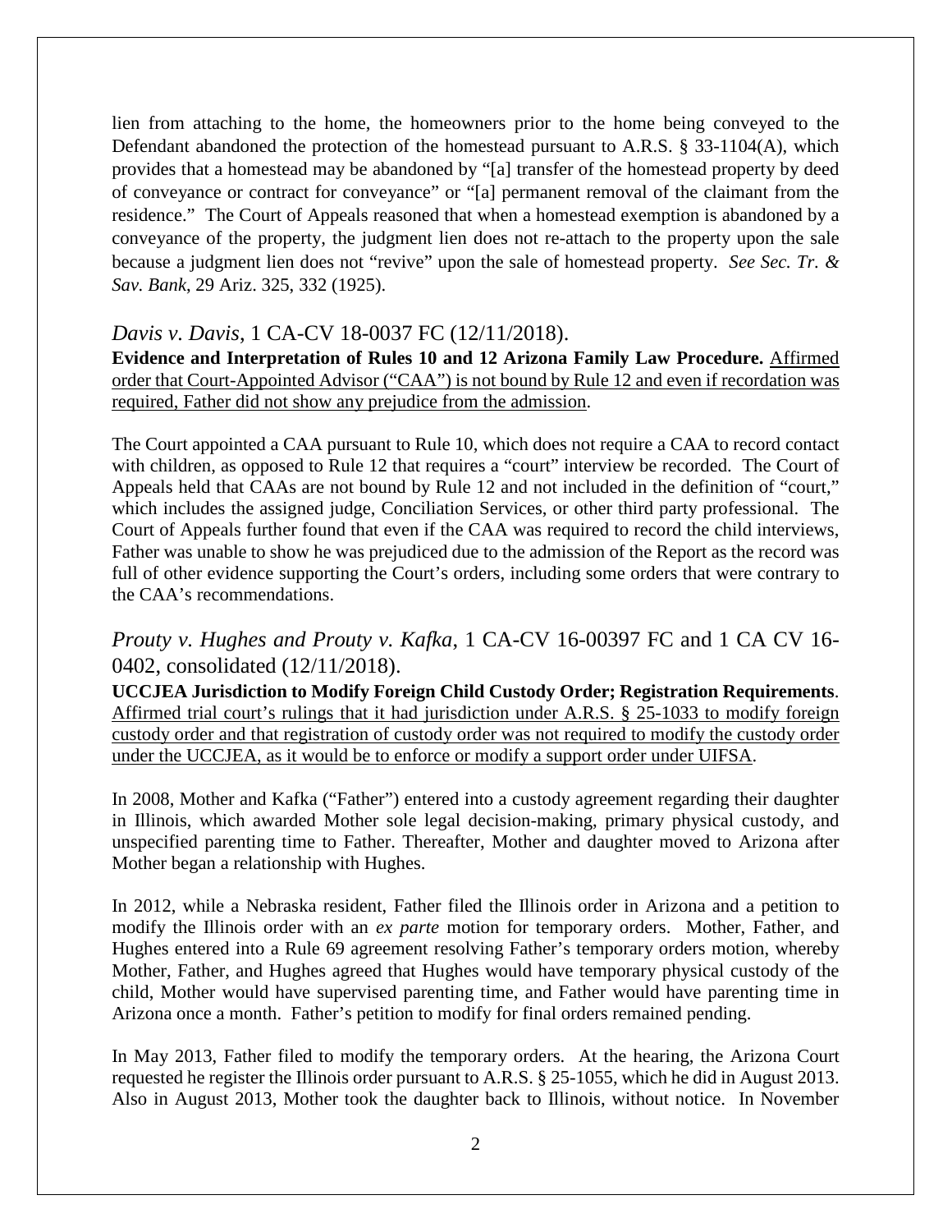lien from attaching to the home, the homeowners prior to the home being conveyed to the Defendant abandoned the protection of the homestead pursuant to A.R.S. § 33-1104(A), which provides that a homestead may be abandoned by "[a] transfer of the homestead property by deed of conveyance or contract for conveyance" or "[a] permanent removal of the claimant from the residence." The Court of Appeals reasoned that when a homestead exemption is abandoned by a conveyance of the property, the judgment lien does not re-attach to the property upon the sale because a judgment lien does not "revive" upon the sale of homestead property. *See Sec. Tr. & Sav. Bank*, 29 Ariz. 325, 332 (1925).

### *Davis v. Davis*, 1 CA-CV 18-0037 FC (12/11/2018).

**Evidence and Interpretation of Rules 10 and 12 Arizona Family Law Procedure.** Affirmed order that Court-Appointed Advisor ("CAA") is not bound by Rule 12 and even if recordation was required, Father did not show any prejudice from the admission.

The Court appointed a CAA pursuant to Rule 10, which does not require a CAA to record contact with children, as opposed to Rule 12 that requires a "court" interview be recorded. The Court of Appeals held that CAAs are not bound by Rule 12 and not included in the definition of "court," which includes the assigned judge, Conciliation Services, or other third party professional. The Court of Appeals further found that even if the CAA was required to record the child interviews, Father was unable to show he was prejudiced due to the admission of the Report as the record was full of other evidence supporting the Court's orders, including some orders that were contrary to the CAA's recommendations.

### *Prouty v. Hughes and Prouty v. Kafka*, 1 CA-CV 16-00397 FC and 1 CA CV 16-0402, consolidated (12/11/2018).

**UCCJEA Jurisdiction to Modify Foreign Child Custody Order; Registration Requirements**. Affirmed trial court's rulings that it had jurisdiction under A.R.S. § 25-1033 to modify foreign custody order and that registration of custody order was not required to modify the custody order under the UCCJEA, as it would be to enforce or modify a support order under UIFSA.

In 2008, Mother and Kafka ("Father") entered into a custody agreement regarding their daughter in Illinois, which awarded Mother sole legal decision-making, primary physical custody, and unspecified parenting time to Father. Thereafter, Mother and daughter moved to Arizona after Mother began a relationship with Hughes.

In 2012, while a Nebraska resident, Father filed the Illinois order in Arizona and a petition to modify the Illinois order with an *ex parte* motion for temporary orders. Mother, Father, and Hughes entered into a Rule 69 agreement resolving Father's temporary orders motion, whereby Mother, Father, and Hughes agreed that Hughes would have temporary physical custody of the child, Mother would have supervised parenting time, and Father would have parenting time in Arizona once a month. Father's petition to modify for final orders remained pending.

In May 2013, Father filed to modify the temporary orders. At the hearing, the Arizona Court requested he register the Illinois order pursuant to A.R.S. § 25-1055, which he did in August 2013. Also in August 2013, Mother took the daughter back to Illinois, without notice. In November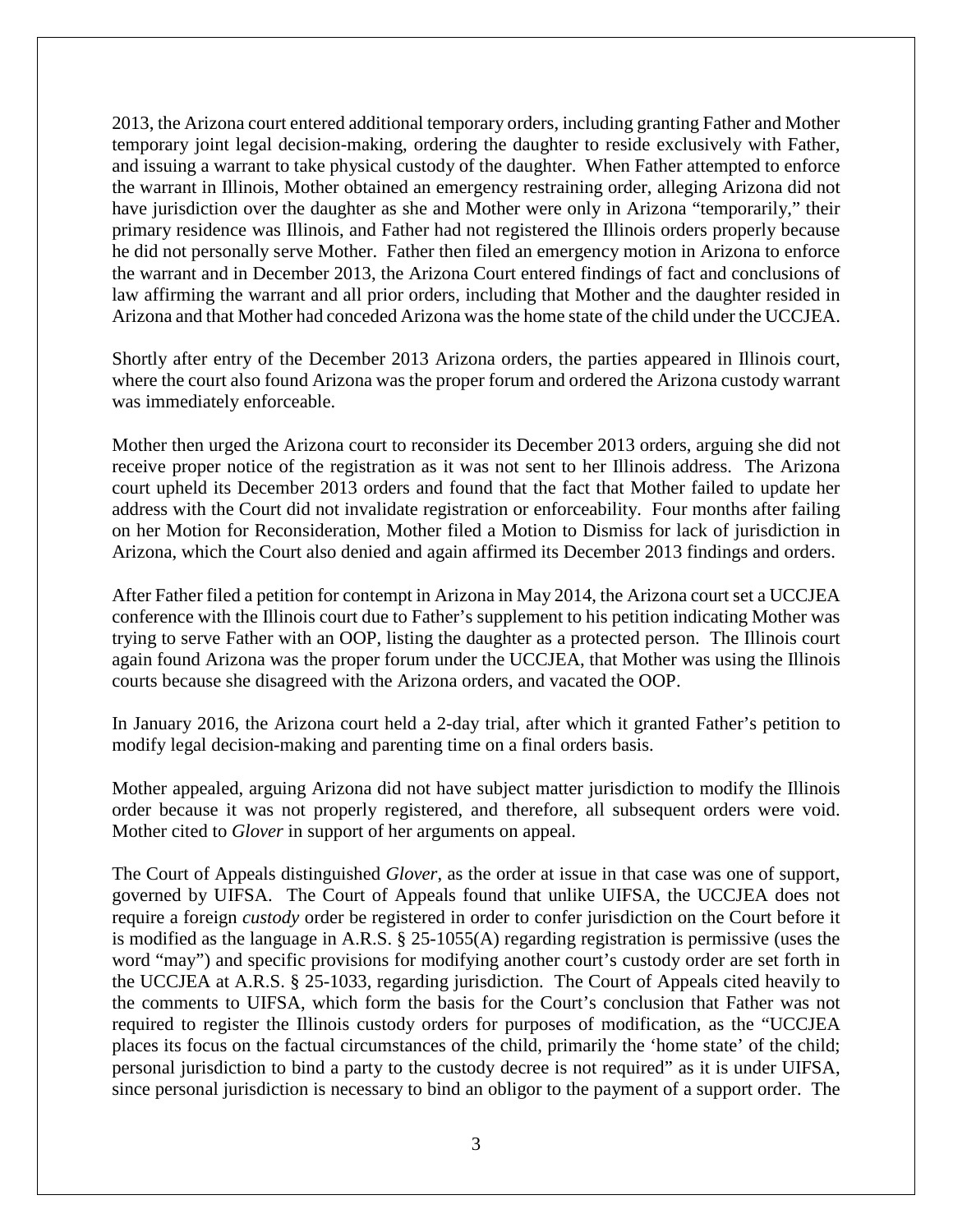2013, the Arizona court entered additional temporary orders, including granting Father and Mother temporary joint legal decision-making, ordering the daughter to reside exclusively with Father, and issuing a warrant to take physical custody of the daughter. When Father attempted to enforce the warrant in Illinois, Mother obtained an emergency restraining order, alleging Arizona did not have jurisdiction over the daughter as she and Mother were only in Arizona "temporarily," their primary residence was Illinois, and Father had not registered the Illinois orders properly because he did not personally serve Mother. Father then filed an emergency motion in Arizona to enforce the warrant and in December 2013, the Arizona Court entered findings of fact and conclusions of law affirming the warrant and all prior orders, including that Mother and the daughter resided in Arizona and that Mother had conceded Arizona was the home state of the child under the UCCJEA.

Shortly after entry of the December 2013 Arizona orders, the parties appeared in Illinois court, where the court also found Arizona was the proper forum and ordered the Arizona custody warrant was immediately enforceable.

Mother then urged the Arizona court to reconsider its December 2013 orders, arguing she did not receive proper notice of the registration as it was not sent to her Illinois address. The Arizona court upheld its December 2013 orders and found that the fact that Mother failed to update her address with the Court did not invalidate registration or enforceability. Four months after failing on her Motion for Reconsideration, Mother filed a Motion to Dismiss for lack of jurisdiction in Arizona, which the Court also denied and again affirmed its December 2013 findings and orders.

After Father filed a petition for contempt in Arizona in May 2014, the Arizona court set a UCCJEA conference with the Illinois court due to Father's supplement to his petition indicating Mother was trying to serve Father with an OOP, listing the daughter as a protected person. The Illinois court again found Arizona was the proper forum under the UCCJEA, that Mother was using the Illinois courts because she disagreed with the Arizona orders, and vacated the OOP.

In January 2016, the Arizona court held a 2-day trial, after which it granted Father's petition to modify legal decision-making and parenting time on a final orders basis.

Mother appealed, arguing Arizona did not have subject matter jurisdiction to modify the Illinois order because it was not properly registered, and therefore, all subsequent orders were void. Mother cited to *Glover* in support of her arguments on appeal.

The Court of Appeals distinguished *Glover*, as the order at issue in that case was one of support, governed by UIFSA. The Court of Appeals found that unlike UIFSA, the UCCJEA does not require a foreign *custody* order be registered in order to confer jurisdiction on the Court before it is modified as the language in A.R.S. § 25-1055(A) regarding registration is permissive (uses the word "may") and specific provisions for modifying another court's custody order are set forth in the UCCJEA at A.R.S. § 25-1033, regarding jurisdiction. The Court of Appeals cited heavily to the comments to UIFSA, which form the basis for the Court's conclusion that Father was not required to register the Illinois custody orders for purposes of modification, as the "UCCJEA places its focus on the factual circumstances of the child, primarily the 'home state' of the child; personal jurisdiction to bind a party to the custody decree is not required" as it is under UIFSA, since personal jurisdiction is necessary to bind an obligor to the payment of a support order. The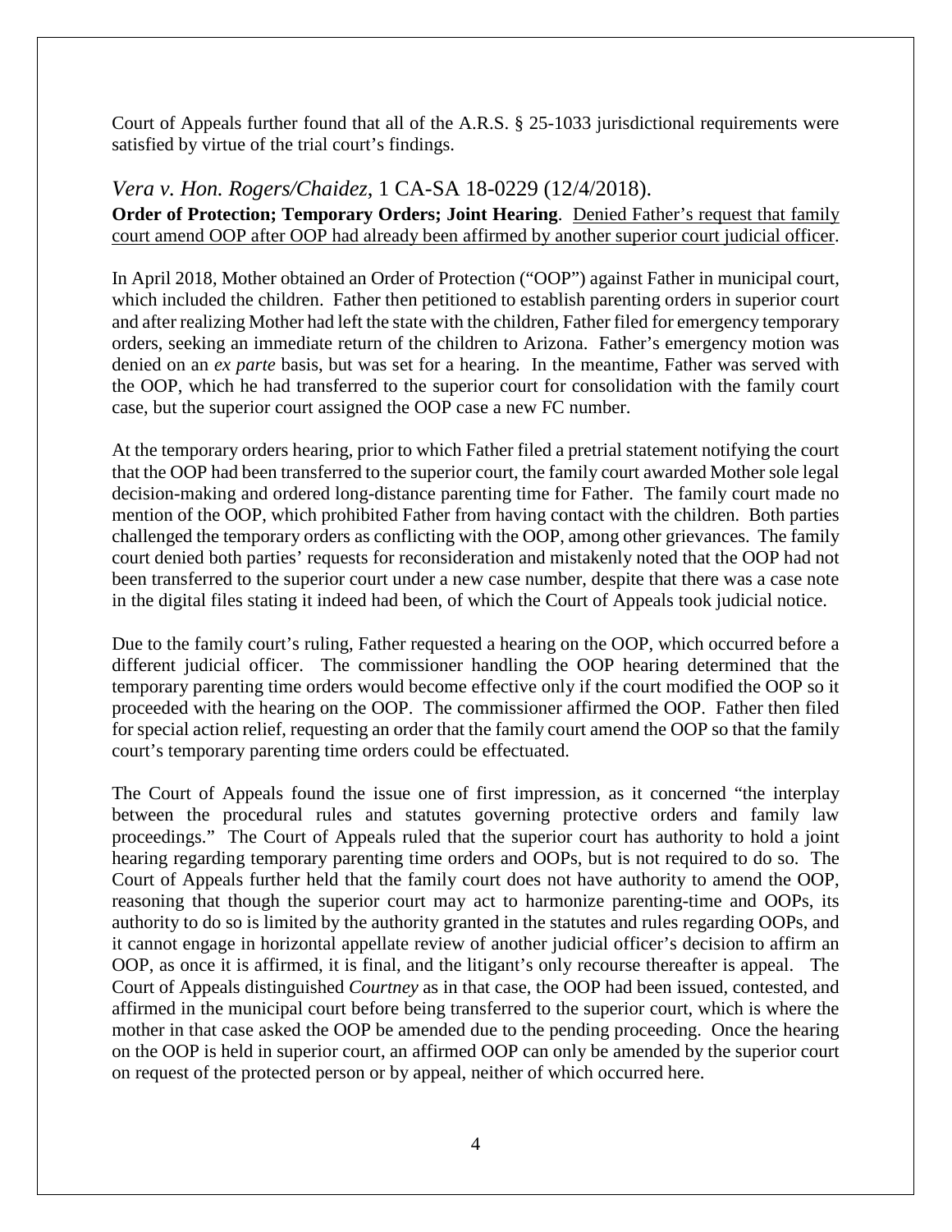Court of Appeals further found that all of the A.R.S. § 25-1033 jurisdictional requirements were satisfied by virtue of the trial court's findings.

*Vera v. Hon. Rogers/Chaidez*, 1 CA-SA 18-0229 (12/4/2018).

**Order of Protection; Temporary Orders; Joint Hearing**. <u>Denied Father's request that family court amend OOP after OOP had already been affirmed by another superior court judicial officer</u>.

In April 2018, Mother obtained an Order of Protection ("OOP") against Father in municipal court, which included the children. Father then petitioned to establish parenting orders in superior court and after realizing Mother had left the state with the children, Father filed for emergency temporary orders, seeking an immediate return of the children to Arizona. Father's emergency motion was denied on an *ex parte* basis, but was set for a hearing. In the meantime, Father was served with the OOP, which he had transferred to the superior court for consolidation with the family court case, but the superior court assigned the OOP case a new FC number.

At the temporary orders hearing, prior to which Father filed a pretrial statement notifying the court that the OOP had been transferred to the superior court, the family court awarded Mother sole legal decision-making and ordered long-distance parenting time for Father. The family court made no mention of the OOP, which prohibited Father from having contact with the children. Both parties challenged the temporary orders as conflicting with the OOP, among other grievances. The family court denied both parties' requests for reconsideration and mistakenly noted that the OOP had not been transferred to the superior court under a new case number, despite that there was a case note in the digital files stating it indeed had been, of which the Court of Appeals took judicial notice.

Due to the family court's ruling, Father requested a hearing on the OOP, which occurred before a different judicial officer. The commissioner handling the OOP hearing determined that the temporary parenting time orders would become effective only if the court modified the OOP so it proceeded with the hearing on the OOP. The commissioner affirmed the OOP. Father then filed for special action relief, requesting an order that the family court amend the OOP so that the family court's temporary parenting time orders could be effectuated.

The Court of Appeals found the issue one of first impression, as it concerned "the interplay between the procedural rules and statutes governing protective orders and family law proceedings." The Court of Appeals ruled that the superior court has authority to hold a joint hearing regarding temporary parenting time orders and OOPs, but is not required to do so. The Court of Appeals further held that the family court does not have authority to amend the OOP, reasoning that though the superior court may act to harmonize parenting-time and OOPs, its authority to do so is limited by the authority granted in the statutes and rules regarding OOPs, and it cannot engage in horizontal appellate review of another judicial officer's decision to affirm an OOP, as once it is affirmed, it is final, and the litigant's only recourse thereafter is appeal. The Court of Appeals distinguished *Courtney* as in that case, the OOP had been issued, contested, and affirmed in the municipal court before being transferred to the superior court, which is where the mother in that case asked the OOP be amended due to the pending proceeding. Once the hearing on the OOP is held in superior court, an affirmed OOP can only be amended by the superior court on request of the protected person or by appeal, neither of which occurred here.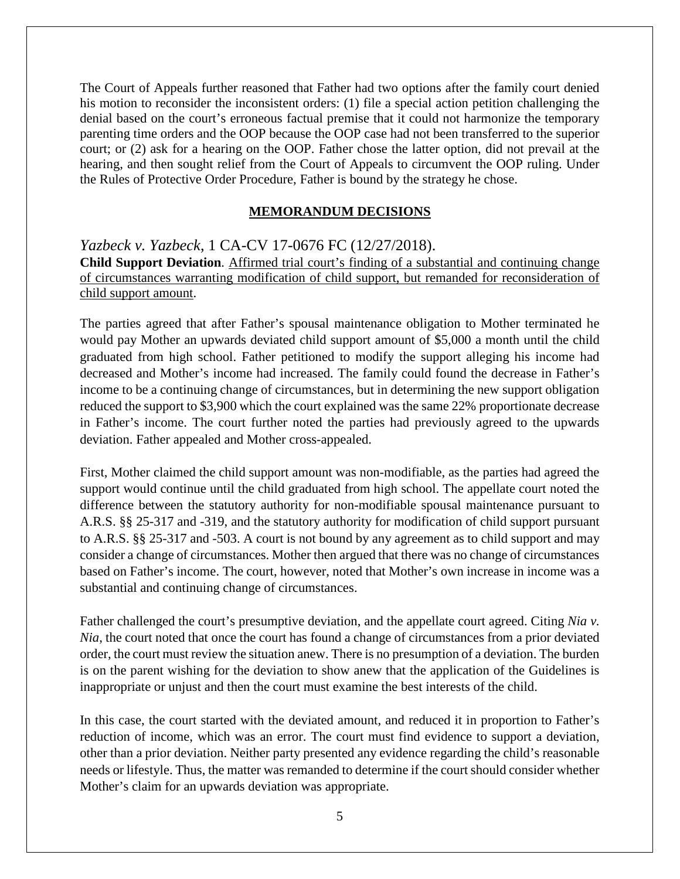The Court of Appeals further reasoned that Father had two options after the family court denied his motion to reconsider the inconsistent orders: (1) file a special action petition challenging the denial based on the court's erroneous factual premise that it could not harmonize the temporary parenting time orders and the OOP because the OOP case had not been transferred to the superior court; or (2) ask for a hearing on the OOP. Father chose the latter option, did not prevail at the hearing, and then sought relief from the Court of Appeals to circumvent the OOP ruling. Under the Rules of Protective Order Procedure, Father is bound by the strategy he chose.

## MEMORANDUM DECISIONS

### *Yazbeck v. Yazbeck*, 1 CA-CV 17-0676 FC (12/27/2018).

**Child Support Deviation**. Affirmed trial court's finding of a substantial and continuing change of circumstances warranting modification of child support, but remanded for reconsideration of child support amount.

The parties agreed that after Father's spousal maintenance obligation to Mother terminated he would pay Mother an upwards deviated child support amount of $5,000 a month until the child graduated from high school. Father petitioned to modify the support alleging his income had decreased and Mother's income had increased. The family could found the decrease in Father's income to be a continuing change of circumstances, but in determining the new support obligation reduced the support to $3,900 which the court explained was the same 22% proportionate decrease in Father's income. The court further noted the parties had previously agreed to the upwards deviation. Father appealed and Mother cross-appealed.

First, Mother claimed the child support amount was non-modifiable, as the parties had agreed the support would continue until the child graduated from high school. The appellate court noted the difference between the statutory authority for non-modifiable spousal maintenance pursuant to A.R.S. §§ 25-317 and -319, and the statutory authority for modification of child support pursuant to A.R.S. §§ 25-317 and -503. A court is not bound by any agreement as to child support and may consider a change of circumstances. Mother then argued that there was no change of circumstances based on Father's income. The court, however, noted that Mother's own increase in income was a substantial and continuing change of circumstances.

Father challenged the court's presumptive deviation, and the appellate court agreed. Citing *Nia v. Nia*, the court noted that once the court has found a change of circumstances from a prior deviated order, the court must review the situation anew. There is no presumption of a deviation. The burden is on the parent wishing for the deviation to show anew that the application of the Guidelines is inappropriate or unjust and then the court must examine the best interests of the child.

In this case, the court started with the deviated amount, and reduced it in proportion to Father's reduction of income, which was an error. The court must find evidence to support a deviation, other than a prior deviation. Neither party presented any evidence regarding the child's reasonable needs or lifestyle. Thus, the matter was remanded to determine if the court should consider whether Mother's claim for an upwards deviation was appropriate.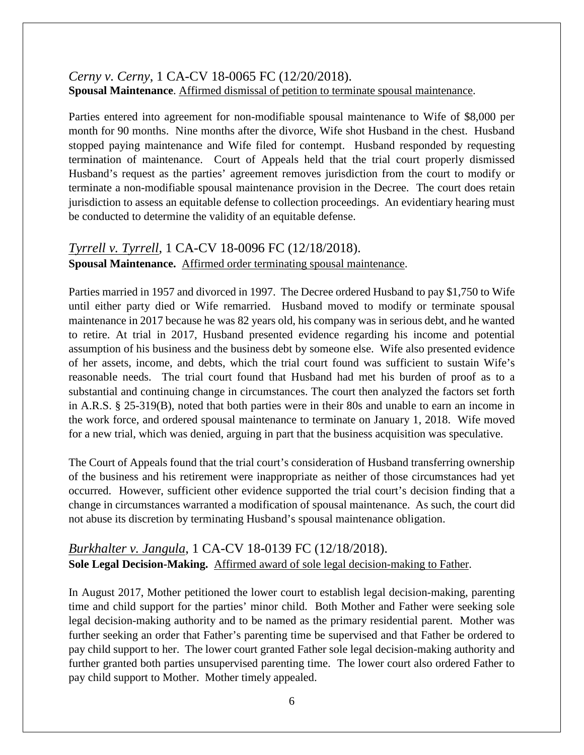*Cerny v. Cerny*, 1 CA-CV 18-0065 FC (12/20/2018).
**Spousal Maintenance**. Affirmed dismissal of petition to terminate spousal maintenance.

Parties entered into agreement for non-modifiable spousal maintenance to Wife of $8,000 per month for 90 months. Nine months after the divorce, Wife shot Husband in the chest. Husband stopped paying maintenance and Wife filed for contempt. Husband responded by requesting termination of maintenance. Court of Appeals held that the trial court properly dismissed Husband's request as the parties' agreement removes jurisdiction from the court to modify or terminate a non-modifiable spousal maintenance provision in the Decree. The court does retain jurisdiction to assess an equitable defense to collection proceedings. An evidentiary hearing must be conducted to determine the validity of an equitable defense.

*Tyrrell v. Tyrrell*, 1 CA-CV 18-0096 FC (12/18/2018).
**Spousal Maintenance.** Affirmed order terminating spousal maintenance.

Parties married in 1957 and divorced in 1997. The Decree ordered Husband to pay $1,750 to Wife until either party died or Wife remarried. Husband moved to modify or terminate spousal maintenance in 2017 because he was 82 years old, his company was in serious debt, and he wanted to retire. At trial in 2017, Husband presented evidence regarding his income and potential assumption of his business and the business debt by someone else. Wife also presented evidence of her assets, income, and debts, which the trial court found was sufficient to sustain Wife's reasonable needs. The trial court found that Husband had met his burden of proof as to a substantial and continuing change in circumstances. The court then analyzed the factors set forth in A.R.S. § 25-319(B), noted that both parties were in their 80s and unable to earn an income in the work force, and ordered spousal maintenance to terminate on January 1, 2018. Wife moved for a new trial, which was denied, arguing in part that the business acquisition was speculative.

The Court of Appeals found that the trial court's consideration of Husband transferring ownership of the business and his retirement were inappropriate as neither of those circumstances had yet occurred. However, sufficient other evidence supported the trial court's decision finding that a change in circumstances warranted a modification of spousal maintenance. As such, the court did not abuse its discretion by terminating Husband's spousal maintenance obligation.

*Burkhalter v. Jangula*, 1 CA-CV 18-0139 FC (12/18/2018).
**Sole Legal Decision-Making.** Affirmed award of sole legal decision-making to Father.

In August 2017, Mother petitioned the lower court to establish legal decision-making, parenting time and child support for the parties' minor child. Both Mother and Father were seeking sole legal decision-making authority and to be named as the primary residential parent. Mother was further seeking an order that Father's parenting time be supervised and that Father be ordered to pay child support to her. The lower court granted Father sole legal decision-making authority and further granted both parties unsupervised parenting time. The lower court also ordered Father to pay child support to Mother. Mother timely appealed.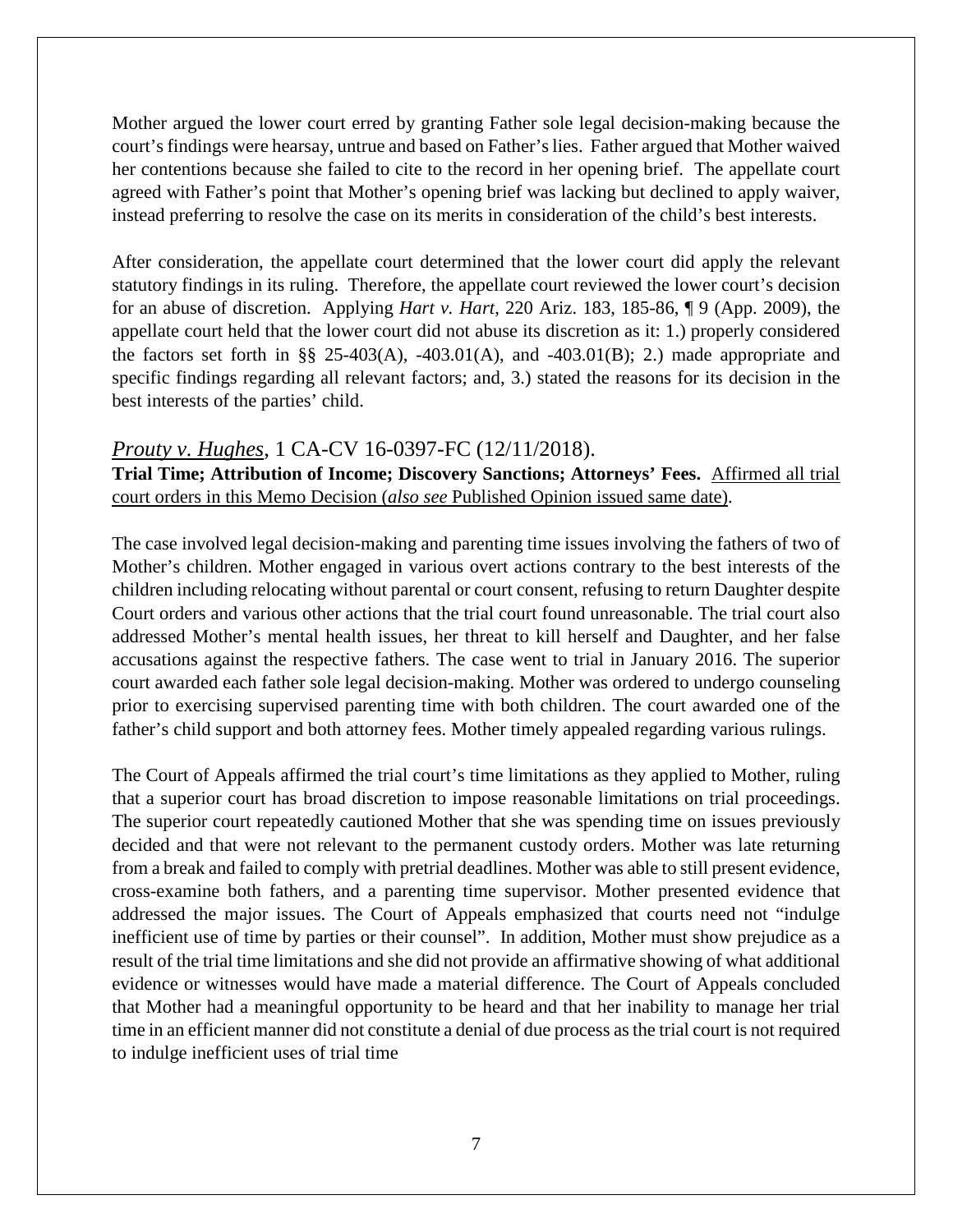Mother argued the lower court erred by granting Father sole legal decision-making because the court's findings were hearsay, untrue and based on Father's lies. Father argued that Mother waived her contentions because she failed to cite to the record in her opening brief. The appellate court agreed with Father's point that Mother's opening brief was lacking but declined to apply waiver, instead preferring to resolve the case on its merits in consideration of the child's best interests.

After consideration, the appellate court determined that the lower court did apply the relevant statutory findings in its ruling. Therefore, the appellate court reviewed the lower court's decision for an abuse of discretion. Applying *Hart v. Hart*, 220 Ariz. 183, 185-86, ¶ 9 (App. 2009), the appellate court held that the lower court did not abuse its discretion as it: 1.) properly considered the factors set forth in §§ 25-403(A), -403.01(A), and -403.01(B); 2.) made appropriate and specific findings regarding all relevant factors; and, 3.) stated the reasons for its decision in the best interests of the parties' child.

## *Prouty v. Hughes*, 1 CA-CV 16-0397-FC (12/11/2018).

**Trial Time; Attribution of Income; Discovery Sanctions; Attorneys' Fees.** Affirmed all trial court orders in this Memo Decision (*also see* Published Opinion issued same date).

The case involved legal decision-making and parenting time issues involving the fathers of two of Mother's children. Mother engaged in various overt actions contrary to the best interests of the children including relocating without parental or court consent, refusing to return Daughter despite Court orders and various other actions that the trial court found unreasonable. The trial court also addressed Mother's mental health issues, her threat to kill herself and Daughter, and her false accusations against the respective fathers. The case went to trial in January 2016. The superior court awarded each father sole legal decision-making. Mother was ordered to undergo counseling prior to exercising supervised parenting time with both children. The court awarded one of the father's child support and both attorney fees. Mother timely appealed regarding various rulings.

The Court of Appeals affirmed the trial court's time limitations as they applied to Mother, ruling that a superior court has broad discretion to impose reasonable limitations on trial proceedings. The superior court repeatedly cautioned Mother that she was spending time on issues previously decided and that were not relevant to the permanent custody orders. Mother was late returning from a break and failed to comply with pretrial deadlines. Mother was able to still present evidence, cross-examine both fathers, and a parenting time supervisor. Mother presented evidence that addressed the major issues. The Court of Appeals emphasized that courts need not "indulge inefficient use of time by parties or their counsel". In addition, Mother must show prejudice as a result of the trial time limitations and she did not provide an affirmative showing of what additional evidence or witnesses would have made a material difference. The Court of Appeals concluded that Mother had a meaningful opportunity to be heard and that her inability to manage her trial time in an efficient manner did not constitute a denial of due process as the trial court is not required to indulge inefficient uses of trial time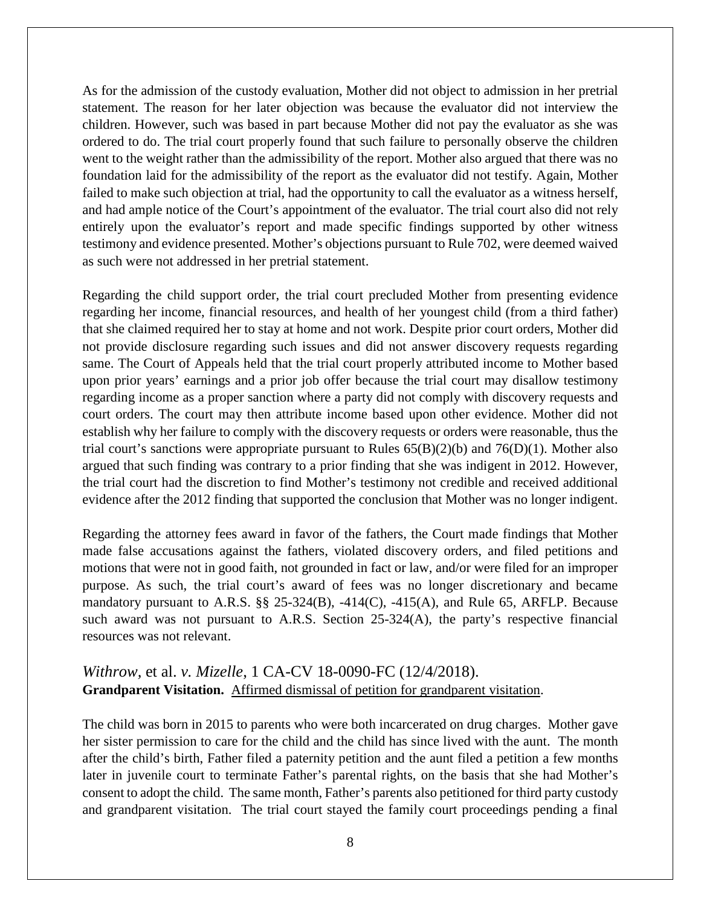As for the admission of the custody evaluation, Mother did not object to admission in her pretrial statement. The reason for her later objection was because the evaluator did not interview the children. However, such was based in part because Mother did not pay the evaluator as she was ordered to do. The trial court properly found that such failure to personally observe the children went to the weight rather than the admissibility of the report. Mother also argued that there was no foundation laid for the admissibility of the report as the evaluator did not testify. Again, Mother failed to make such objection at trial, had the opportunity to call the evaluator as a witness herself, and had ample notice of the Court's appointment of the evaluator. The trial court also did not rely entirely upon the evaluator's report and made specific findings supported by other witness testimony and evidence presented. Mother's objections pursuant to Rule 702, were deemed waived as such were not addressed in her pretrial statement.

Regarding the child support order, the trial court precluded Mother from presenting evidence regarding her income, financial resources, and health of her youngest child (from a third father) that she claimed required her to stay at home and not work. Despite prior court orders, Mother did not provide disclosure regarding such issues and did not answer discovery requests regarding same. The Court of Appeals held that the trial court properly attributed income to Mother based upon prior years' earnings and a prior job offer because the trial court may disallow testimony regarding income as a proper sanction where a party did not comply with discovery requests and court orders. The court may then attribute income based upon other evidence. Mother did not establish why her failure to comply with the discovery requests or orders were reasonable, thus the trial court's sanctions were appropriate pursuant to Rules 65(B)(2)(b) and 76(D)(1). Mother also argued that such finding was contrary to a prior finding that she was indigent in 2012. However, the trial court had the discretion to find Mother's testimony not credible and received additional evidence after the 2012 finding that supported the conclusion that Mother was no longer indigent.

Regarding the attorney fees award in favor of the fathers, the Court made findings that Mother made false accusations against the fathers, violated discovery orders, and filed petitions and motions that were not in good faith, not grounded in fact or law, and/or were filed for an improper purpose. As such, the trial court's award of fees was no longer discretionary and became mandatory pursuant to A.R.S. §§ 25-324(B), -414(C), -415(A), and Rule 65, ARFLP. Because such award was not pursuant to A.R.S. Section 25-324(A), the party's respective financial resources was not relevant.

### *Withrow*, et al. *v. Mizelle*, 1 CA-CV 18-0090-FC (12/4/2018).

**Grandparent Visitation.** Affirmed dismissal of petition for grandparent visitation.

The child was born in 2015 to parents who were both incarcerated on drug charges. Mother gave her sister permission to care for the child and the child has since lived with the aunt. The month after the child's birth, Father filed a paternity petition and the aunt filed a petition a few months later in juvenile court to terminate Father's parental rights, on the basis that she had Mother's consent to adopt the child. The same month, Father's parents also petitioned for third party custody and grandparent visitation. The trial court stayed the family court proceedings pending a final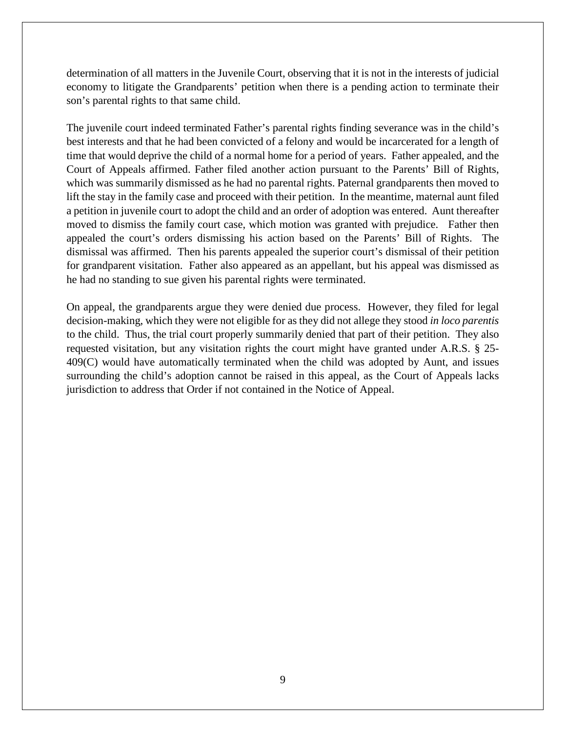determination of all matters in the Juvenile Court, observing that it is not in the interests of judicial economy to litigate the Grandparents' petition when there is a pending action to terminate their son's parental rights to that same child.

The juvenile court indeed terminated Father's parental rights finding severance was in the child's best interests and that he had been convicted of a felony and would be incarcerated for a length of time that would deprive the child of a normal home for a period of years. Father appealed, and the Court of Appeals affirmed. Father filed another action pursuant to the Parents' Bill of Rights, which was summarily dismissed as he had no parental rights. Paternal grandparents then moved to lift the stay in the family case and proceed with their petition. In the meantime, maternal aunt filed a petition in juvenile court to adopt the child and an order of adoption was entered. Aunt thereafter moved to dismiss the family court case, which motion was granted with prejudice. Father then appealed the court's orders dismissing his action based on the Parents' Bill of Rights. The dismissal was affirmed. Then his parents appealed the superior court's dismissal of their petition for grandparent visitation. Father also appeared as an appellant, but his appeal was dismissed as he had no standing to sue given his parental rights were terminated.

On appeal, the grandparents argue they were denied due process. However, they filed for legal decision-making, which they were not eligible for as they did not allege they stood *in loco parentis* to the child. Thus, the trial court properly summarily denied that part of their petition. They also requested visitation, but any visitation rights the court might have granted under A.R.S. § 25-409(C) would have automatically terminated when the child was adopted by Aunt, and issues surrounding the child's adoption cannot be raised in this appeal, as the Court of Appeals lacks jurisdiction to address that Order if not contained in the Notice of Appeal.